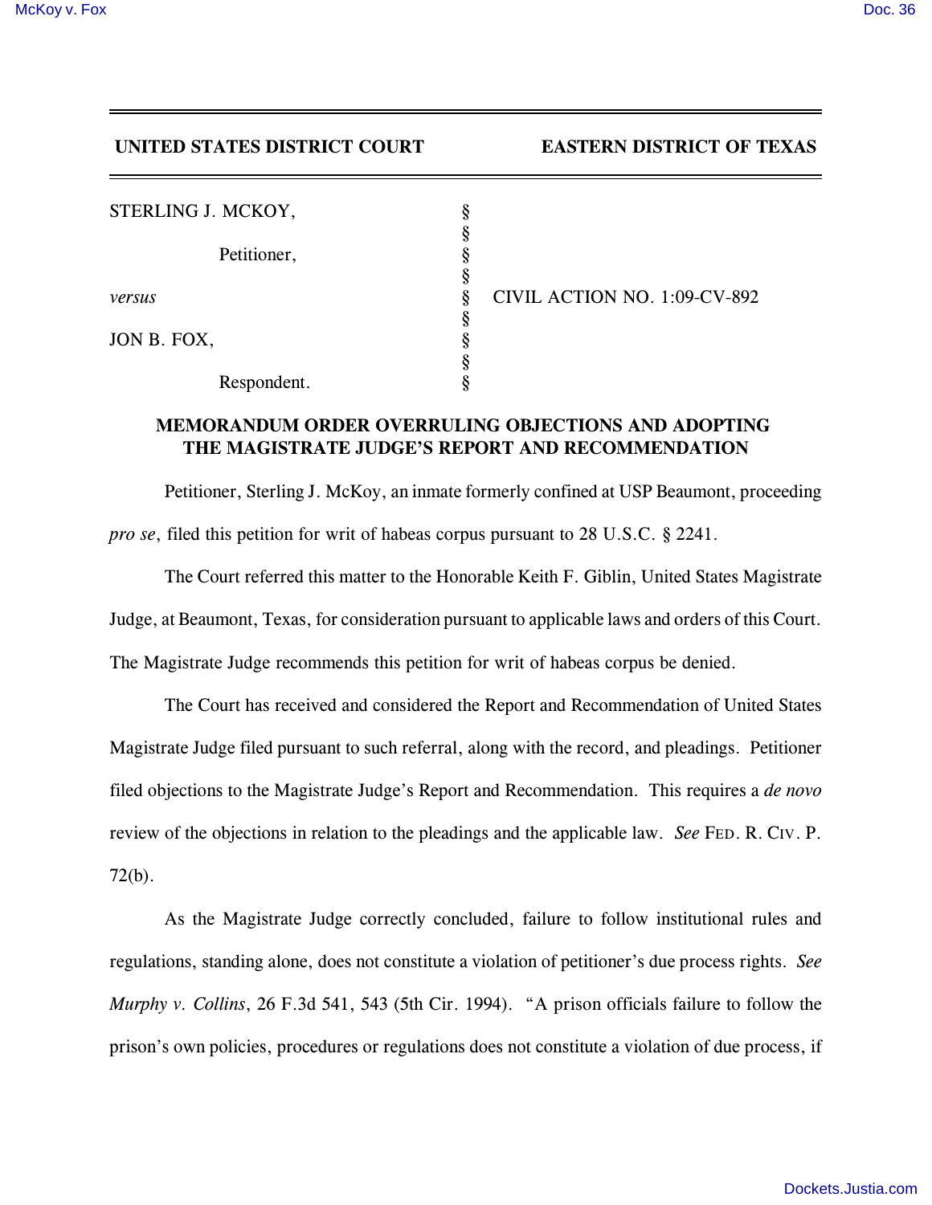**UNITED STATES DISTRICT COURT EASTERN DISTRICT OF TEXAS**

| | | |
|---|---|---|
| STERLING J. MCKOY, | § | |
| | § | |
| Petitioner, | § | |
| | § | |
| *versus* | § | CIVIL ACTION NO. 1:09-CV-892 |
| | § | |
| JON B. FOX, | § | |
| | § | |
| Respondent. | § | |

## MEMORANDUM ORDER OVERRULING OBJECTIONS AND ADOPTING THE MAGISTRATE JUDGE'S REPORT AND RECOMMENDATION

Petitioner, Sterling J. McKoy, an inmate formerly confined at USP Beaumont, proceeding *pro se*, filed this petition for writ of habeas corpus pursuant to 28 U.S.C. § 2241.

The Court referred this matter to the Honorable Keith F. Giblin, United States Magistrate Judge, at Beaumont, Texas, for consideration pursuant to applicable laws and orders of this Court. The Magistrate Judge recommends this petition for writ of habeas corpus be denied.

The Court has received and considered the Report and Recommendation of United States Magistrate Judge filed pursuant to such referral, along with the record, and pleadings. Petitioner filed objections to the Magistrate Judge's Report and Recommendation. This requires a *de novo* review of the objections in relation to the pleadings and the applicable law. *See* FED. R. CIV. P. 72(b).

As the Magistrate Judge correctly concluded, failure to follow institutional rules and regulations, standing alone, does not constitute a violation of petitioner's due process rights. *See Murphy v. Collins*, 26 F.3d 541, 543 (5th Cir. 1994). "A prison officials failure to follow the prison's own policies, procedures or regulations does not constitute a violation of due process, if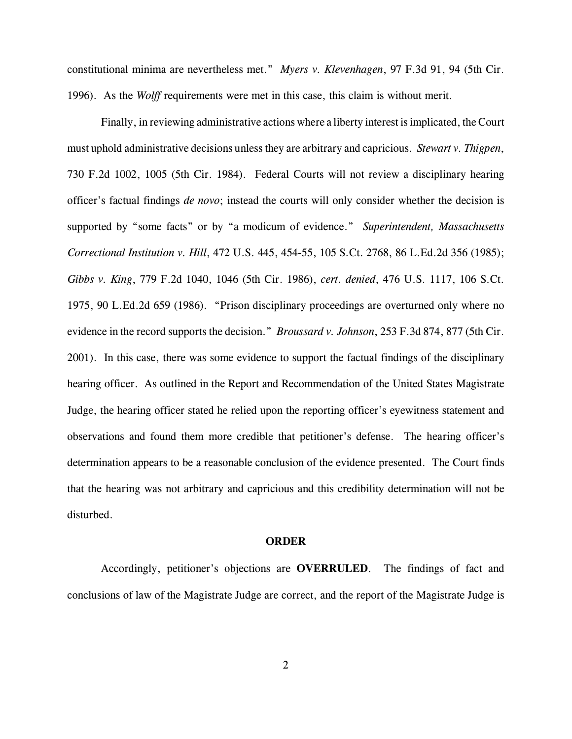constitutional minima are nevertheless met." *Myers v. Klevenhagen*, 97 F.3d 91, 94 (5th Cir. 1996). As the *Wolff* requirements were met in this case, this claim is without merit.

Finally, in reviewing administrative actions where a liberty interest is implicated, the Court must uphold administrative decisions unless they are arbitrary and capricious. *Stewart v. Thigpen*, 730 F.2d 1002, 1005 (5th Cir. 1984). Federal Courts will not review a disciplinary hearing officer's factual findings *de novo*; instead the courts will only consider whether the decision is supported by "some facts" or by "a modicum of evidence." *Superintendent, Massachusetts Correctional Institution v. Hill*, 472 U.S. 445, 454-55, 105 S.Ct. 2768, 86 L.Ed.2d 356 (1985); *Gibbs v. King*, 779 F.2d 1040, 1046 (5th Cir. 1986), *cert. denied*, 476 U.S. 1117, 106 S.Ct. 1975, 90 L.Ed.2d 659 (1986). "Prison disciplinary proceedings are overturned only where no evidence in the record supports the decision." *Broussard v. Johnson*, 253 F.3d 874, 877 (5th Cir. 2001). In this case, there was some evidence to support the factual findings of the disciplinary hearing officer. As outlined in the Report and Recommendation of the United States Magistrate Judge, the hearing officer stated he relied upon the reporting officer's eyewitness statement and observations and found them more credible that petitioner's defense. The hearing officer's determination appears to be a reasonable conclusion of the evidence presented. The Court finds that the hearing was not arbitrary and capricious and this credibility determination will not be disturbed.

## ORDER

Accordingly, petitioner's objections are **OVERRULED**. The findings of fact and conclusions of law of the Magistrate Judge are correct, and the report of the Magistrate Judge is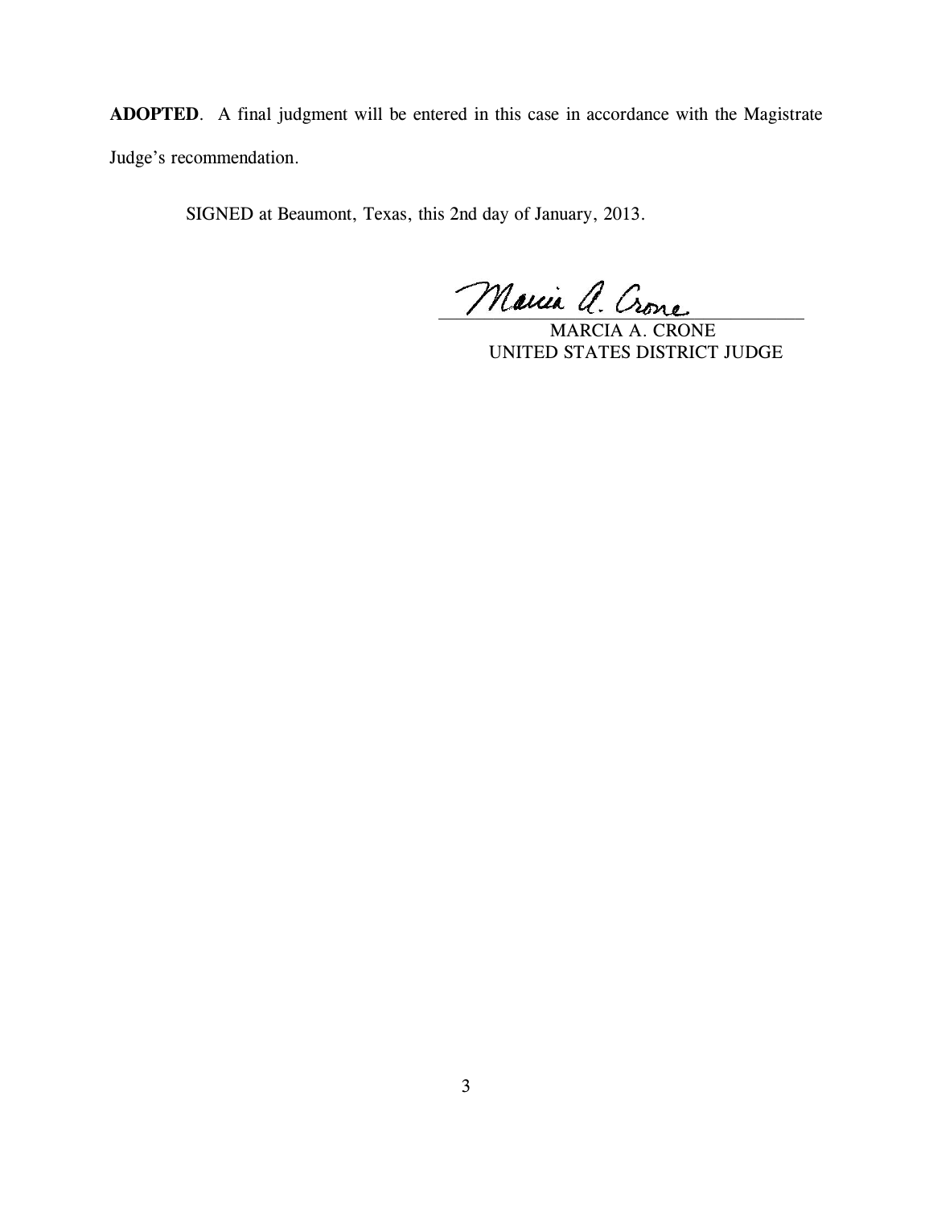**ADOPTED**. A final judgment will be entered in this case in accordance with the Magistrate Judge's recommendation.

SIGNED at Beaumont, Texas, this 2nd day of January, 2013.

Marcia A. Crone

MARCIA A. CRONE
UNITED STATES DISTRICT JUDGE